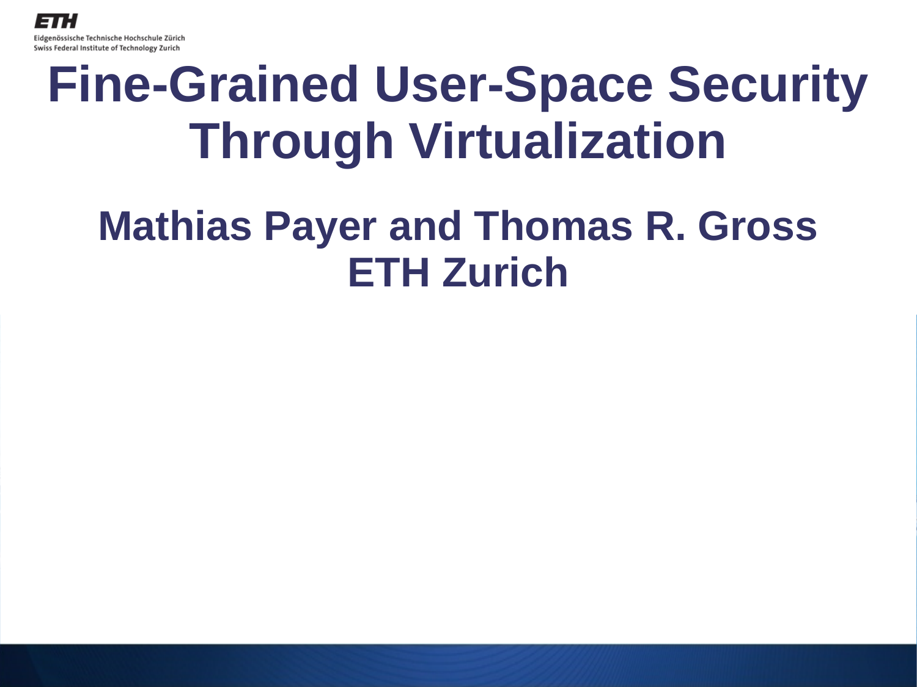ETH

Eidgenössische Technische Hochschule Zürich
Swiss Federal Institute of Technology Zurich

# Fine-Grained User-Space Security Through Virtualization

## Mathias Payer and Thomas R. Gross
## ETH Zurich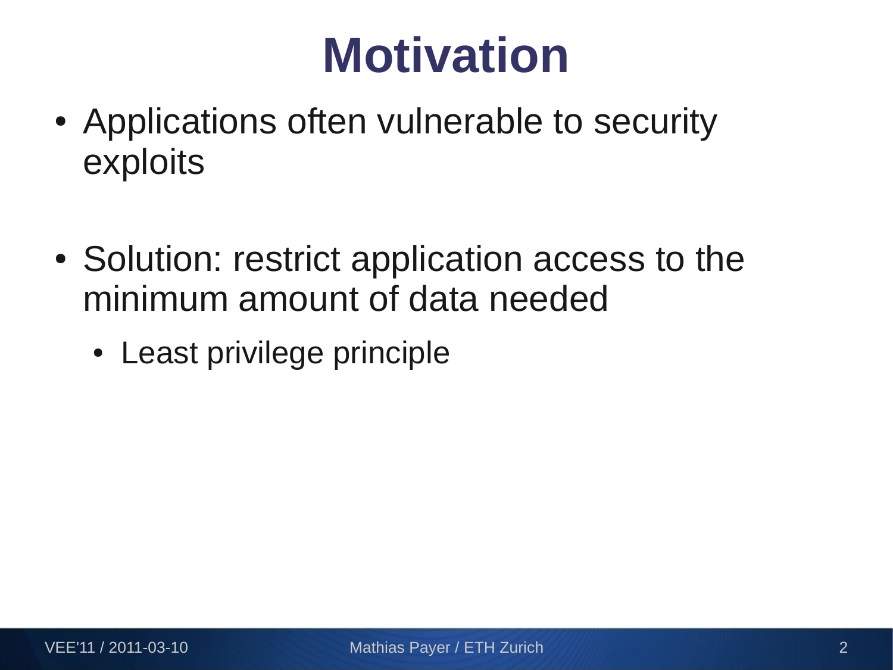# Motivation

- Applications often vulnerable to security exploits
- Solution: restrict application access to the minimum amount of data needed
  - Least privilege principle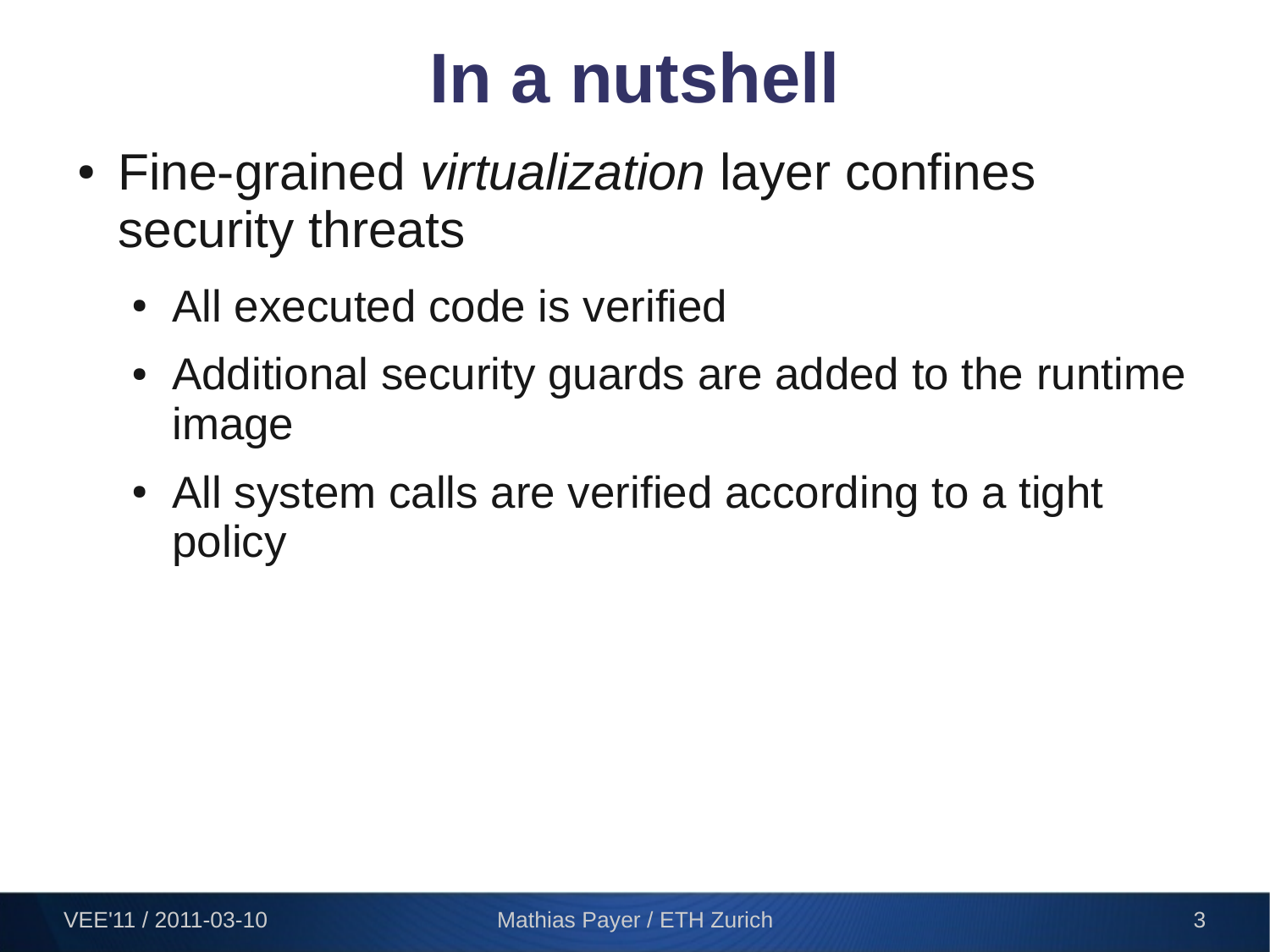# In a nutshell

- Fine-grained *virtualization* layer confines security threats
  - All executed code is verified
  - Additional security guards are added to the runtime image
  - All system calls are verified according to a tight policy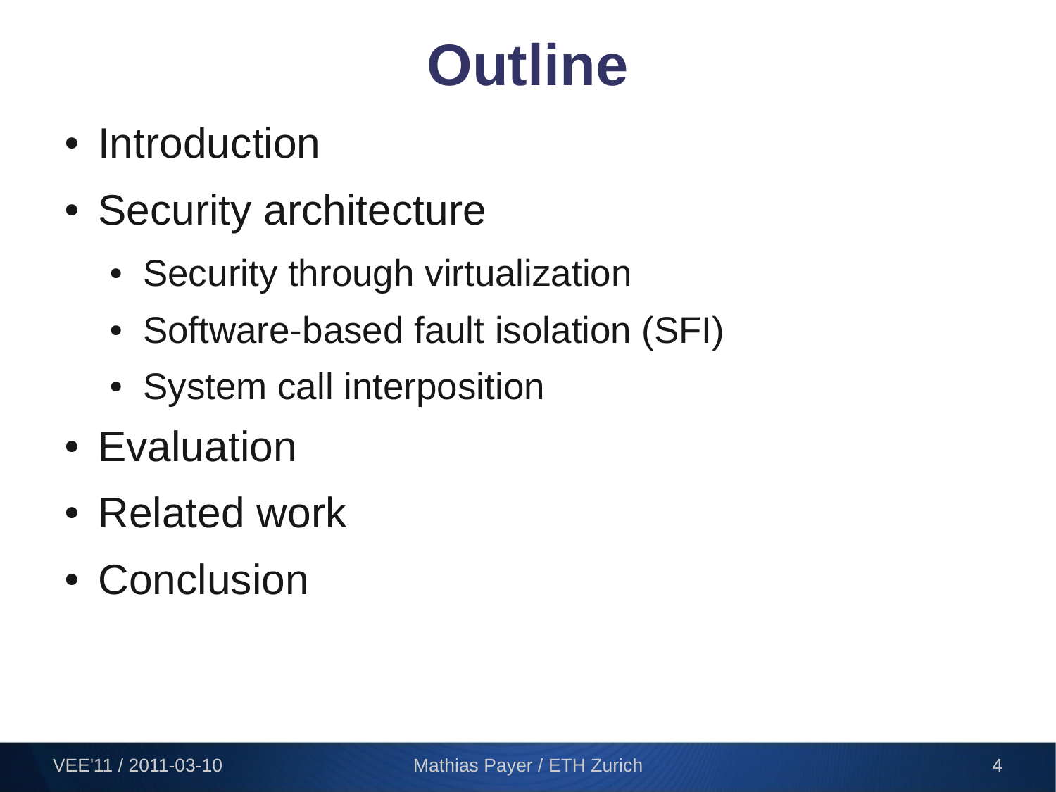# Outline

- Introduction
- Security architecture
  - Security through virtualization
  - Software-based fault isolation (SFI)
  - System call interposition
- Evaluation
- Related work
- Conclusion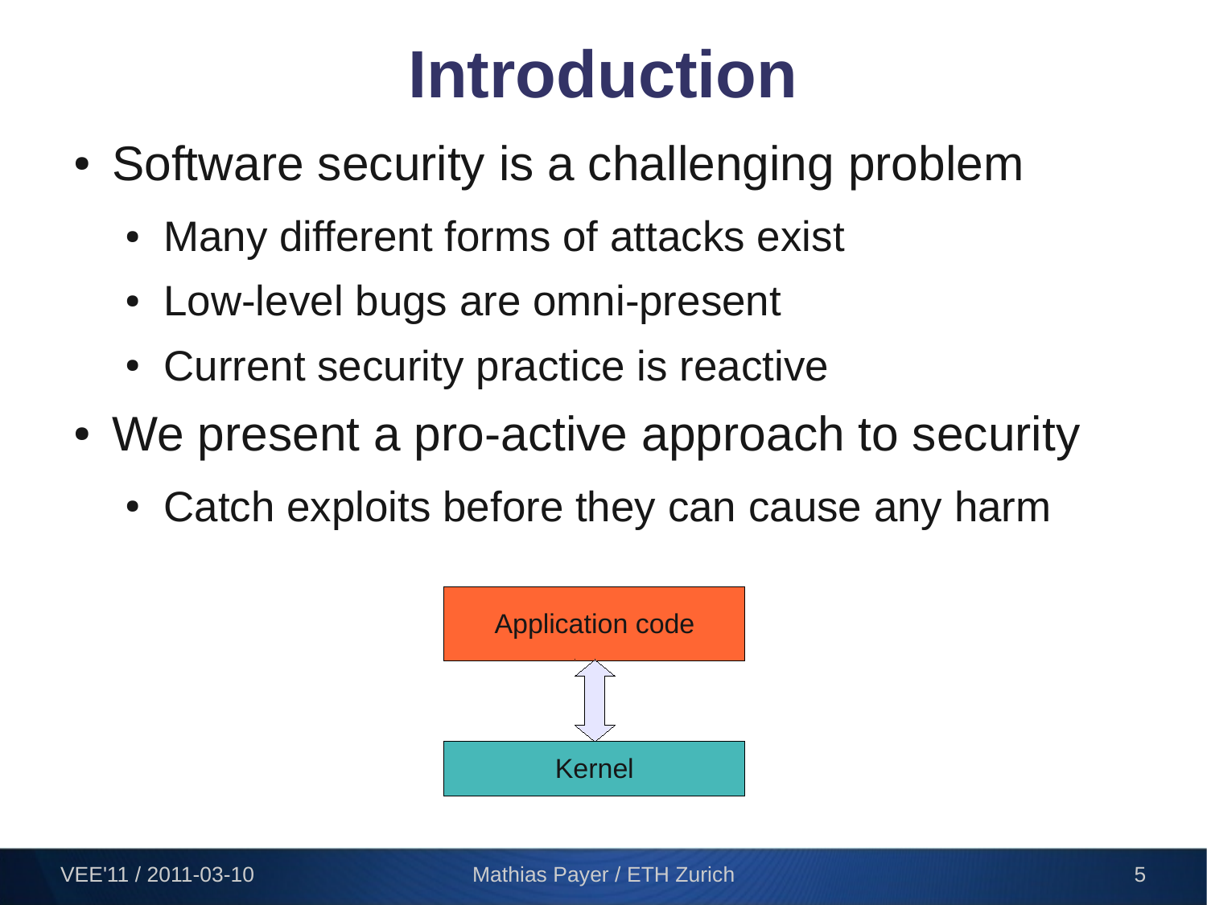# Introduction

- Software security is a challenging problem
  - Many different forms of attacks exist
  - Low-level bugs are omni-present
  - Current security practice is reactive
- We present a pro-active approach to security
  - Catch exploits before they can cause any harm

Application code

Kernel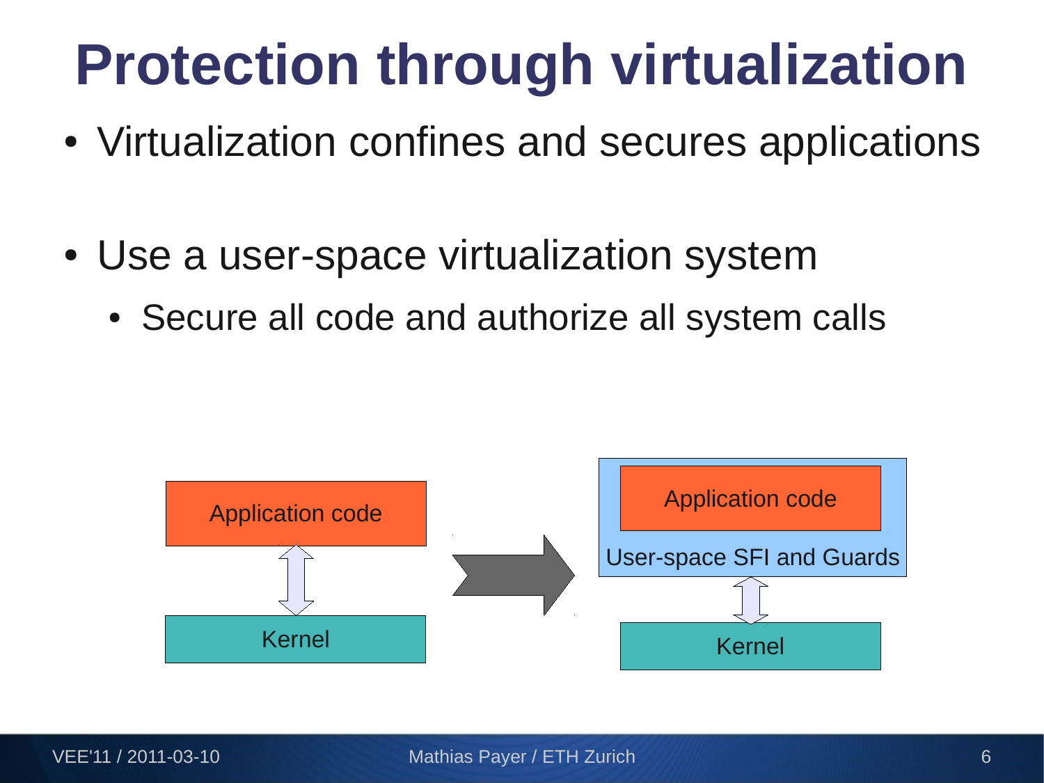# Protection through virtualization

- Virtualization confines and secures applications

- Use a user-space virtualization system
  - Secure all code and authorize all system calls

Application code

Kernel

Application code

User-space SFI and Guards

Kernel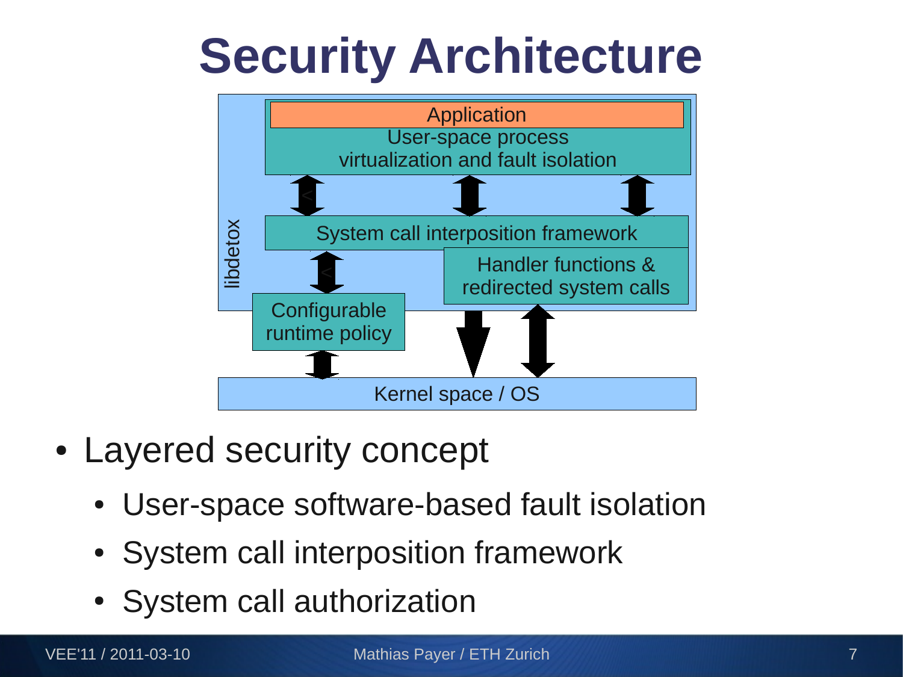# Security Architecture

Application

User-space process virtualization and fault isolation

System call interposition framework

Handler functions & redirected system calls

libdetox

Configurable runtime policy

Kernel space / OS

- Layered security concept
  - User-space software-based fault isolation
  - System call interposition framework
  - System call authorization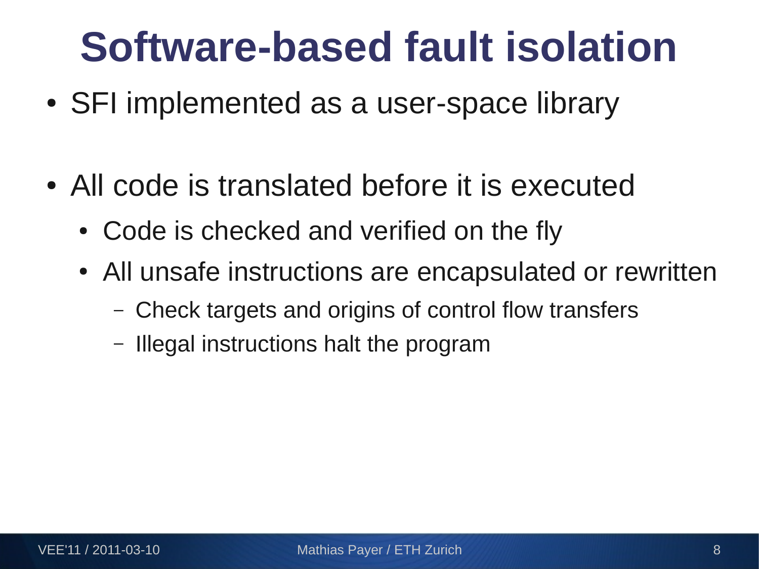# Software-based fault isolation

- SFI implemented as a user-space library
- All code is translated before it is executed
  - Code is checked and verified on the fly
  - All unsafe instructions are encapsulated or rewritten
    - Check targets and origins of control flow transfers
    - Illegal instructions halt the program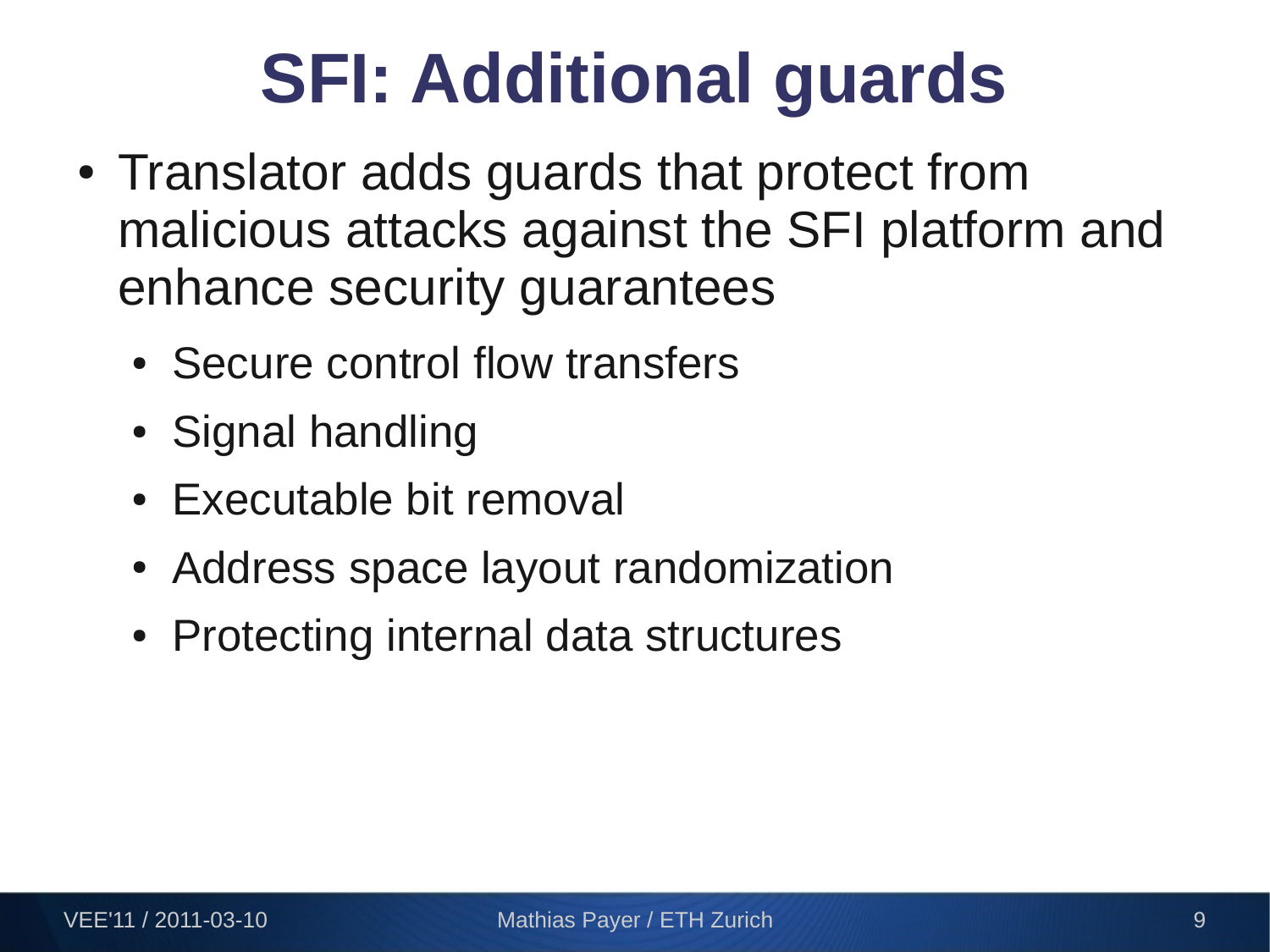# SFI: Additional guards

- Translator adds guards that protect from malicious attacks against the SFI platform and enhance security guarantees
  - Secure control flow transfers
  - Signal handling
  - Executable bit removal
  - Address space layout randomization
  - Protecting internal data structures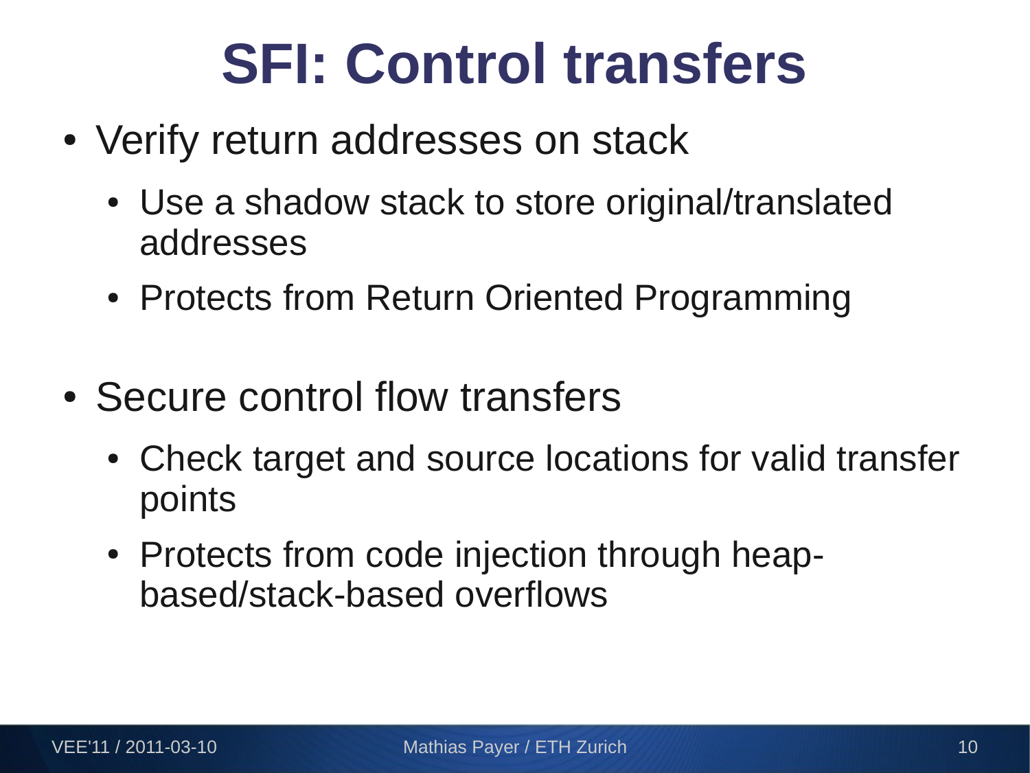# SFI: Control transfers

- Verify return addresses on stack
  - Use a shadow stack to store original/translated addresses
  - Protects from Return Oriented Programming
- Secure control flow transfers
  - Check target and source locations for valid transfer points
  - Protects from code injection through heap-based/stack-based overflows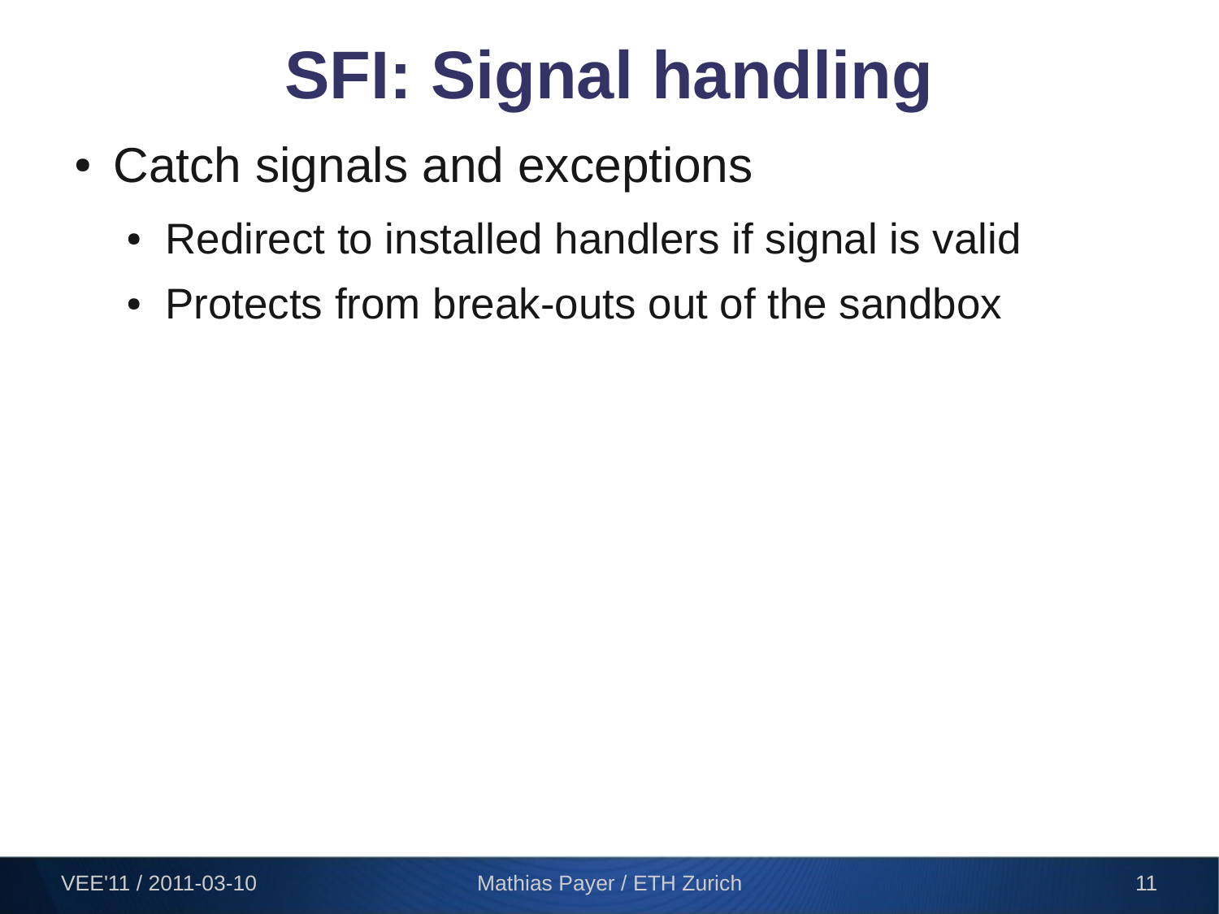# SFI: Signal handling

- Catch signals and exceptions
  - Redirect to installed handlers if signal is valid
  - Protects from break-outs out of the sandbox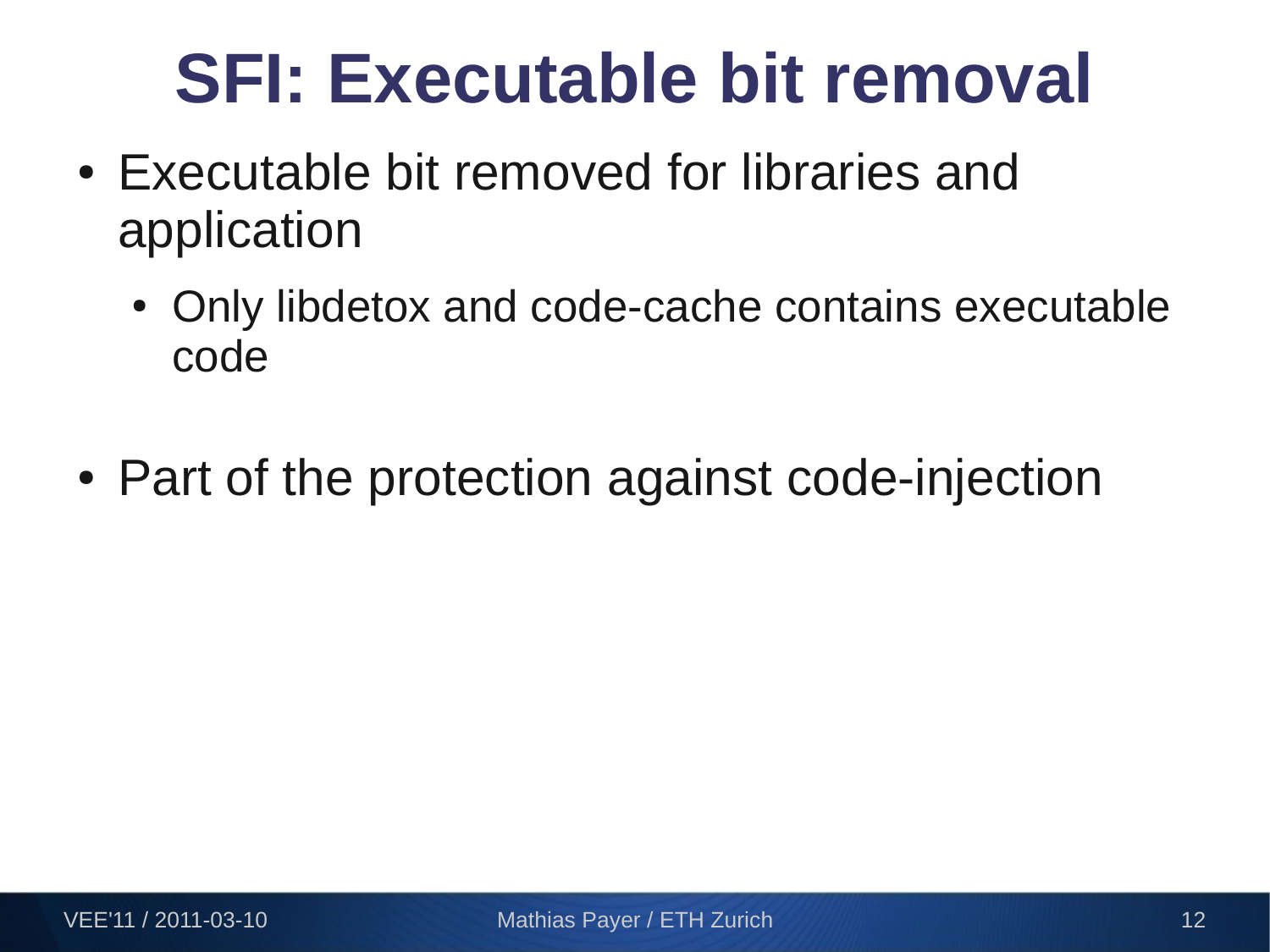# SFI: Executable bit removal

- Executable bit removed for libraries and application
  - Only libdetox and code-cache contains executable code

- Part of the protection against code-injection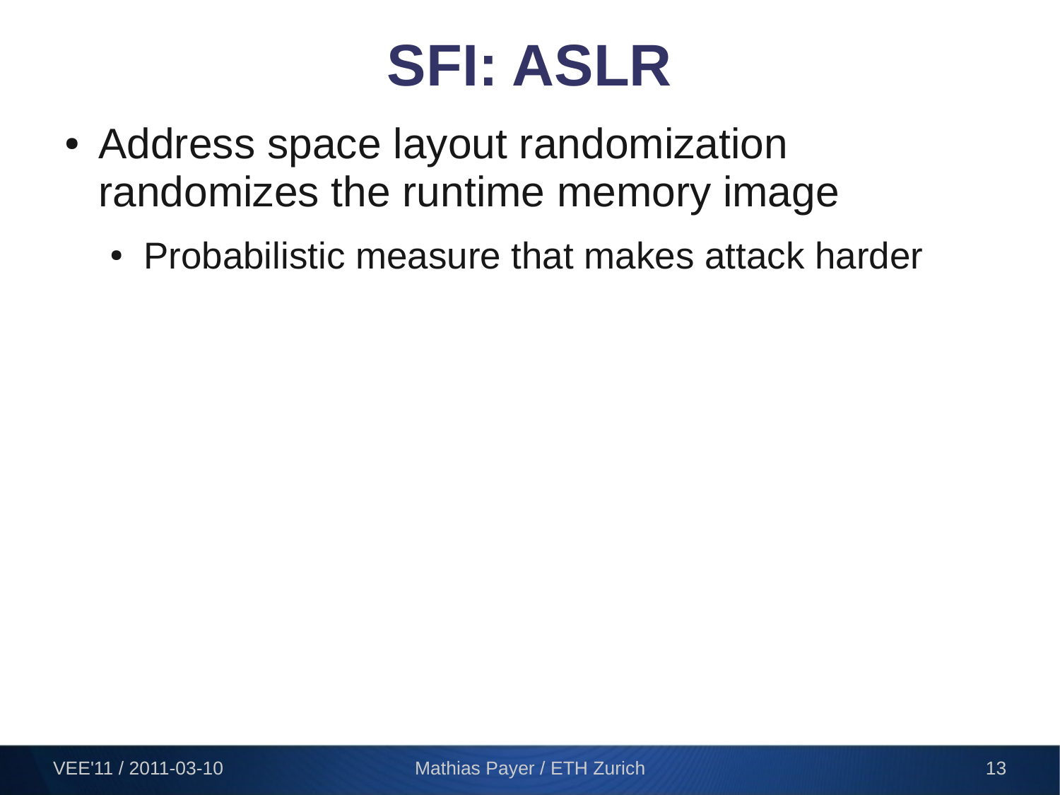# SFI: ASLR

- Address space layout randomization randomizes the runtime memory image
  - Probabilistic measure that makes attack harder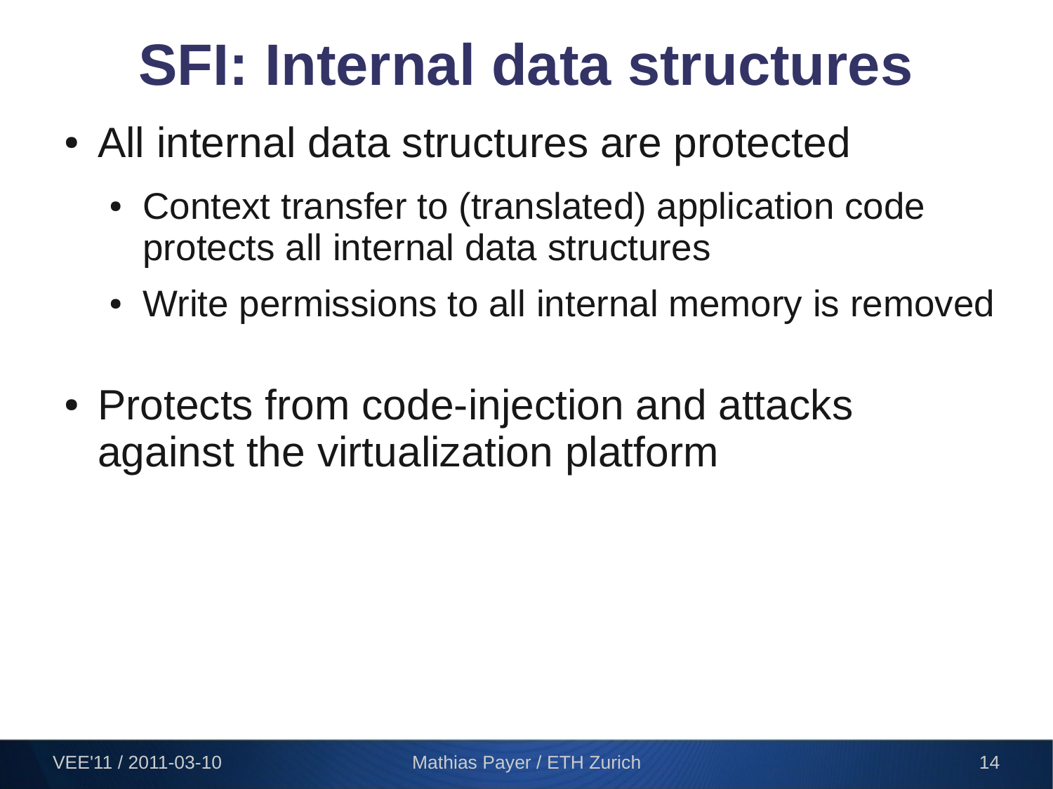# SFI: Internal data structures

- All internal data structures are protected
  - Context transfer to (translated) application code protects all internal data structures
  - Write permissions to all internal memory is removed
- Protects from code-injection and attacks against the virtualization platform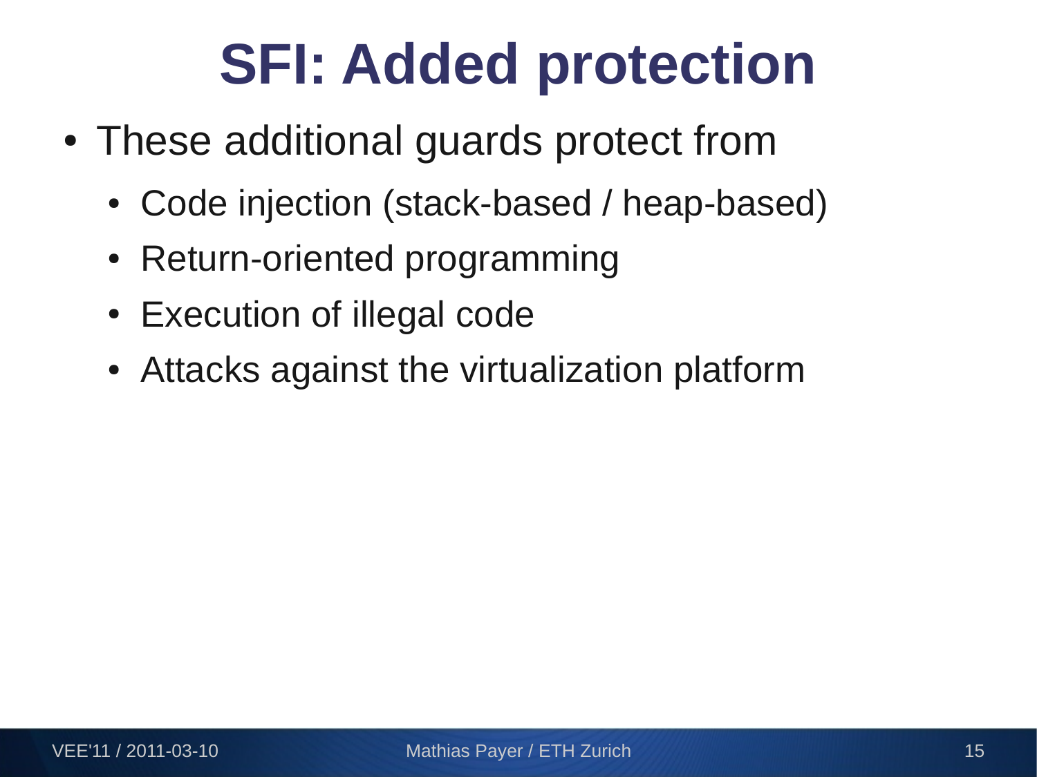# SFI: Added protection

- These additional guards protect from
  - Code injection (stack-based / heap-based)
  - Return-oriented programming
  - Execution of illegal code
  - Attacks against the virtualization platform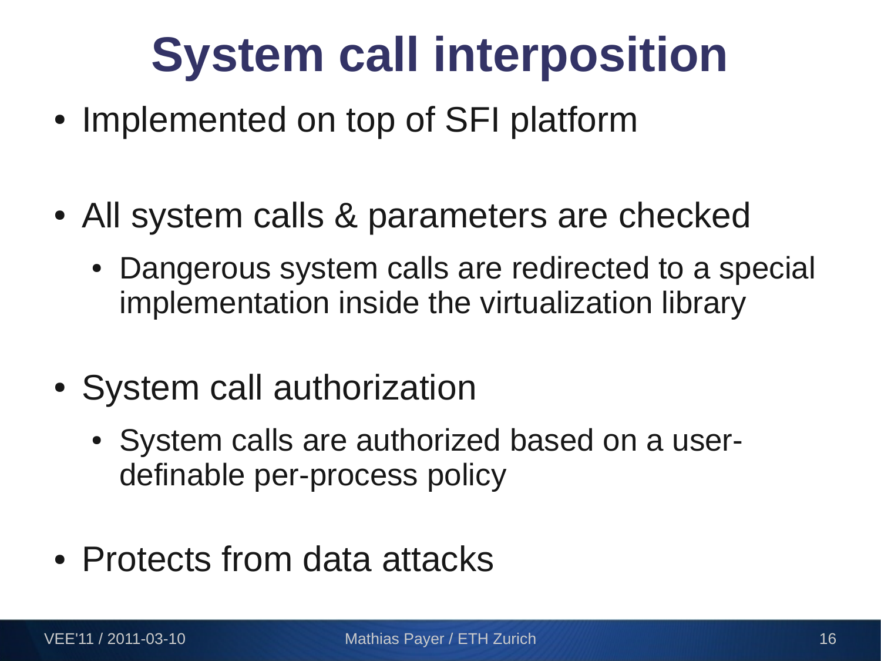# System call interposition

- Implemented on top of SFI platform
- All system calls & parameters are checked
  - Dangerous system calls are redirected to a special implementation inside the virtualization library
- System call authorization
  - System calls are authorized based on a user-definable per-process policy
- Protects from data attacks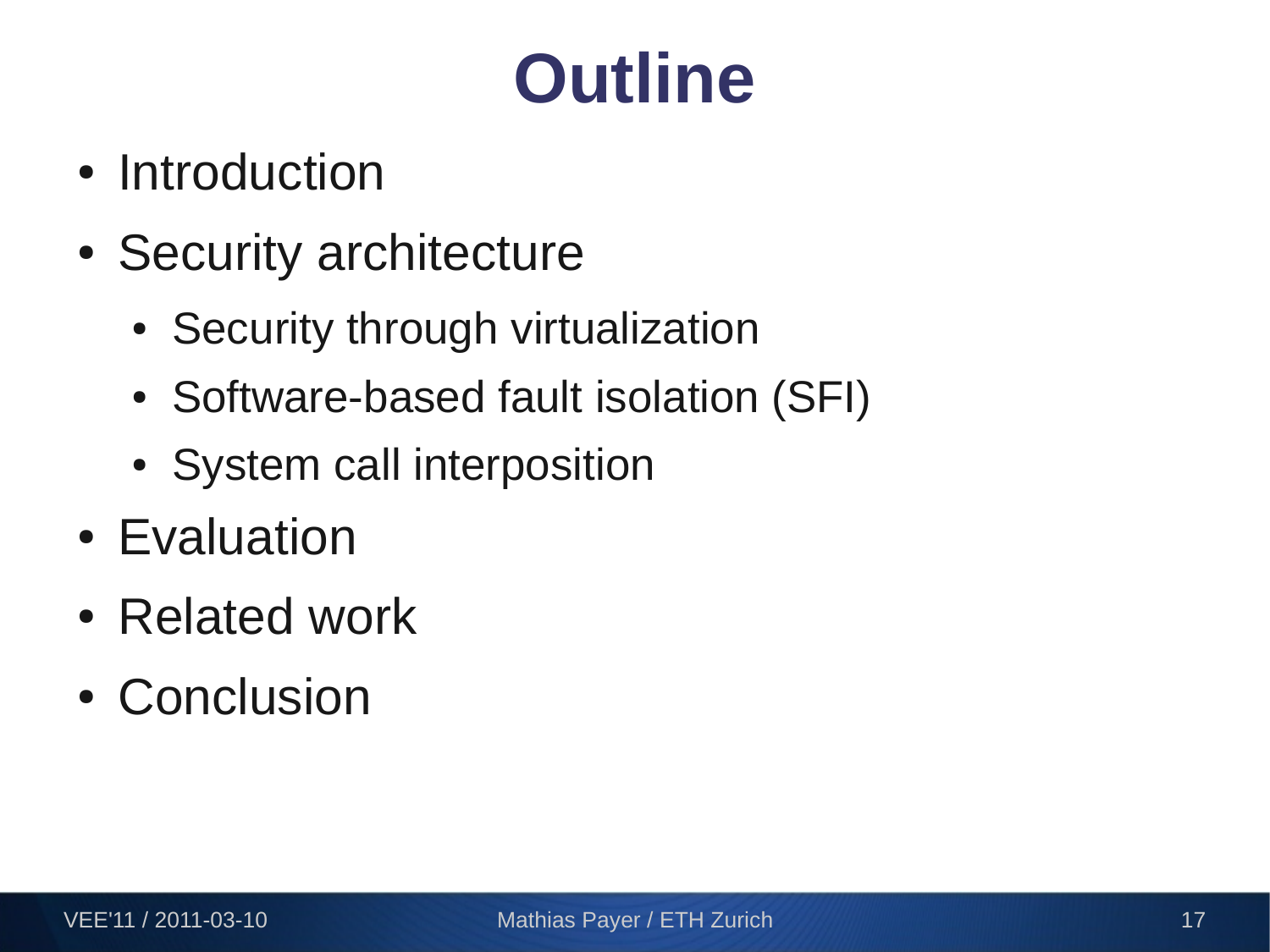# Outline

- Introduction
- Security architecture
  - Security through virtualization
  - Software-based fault isolation (SFI)
  - System call interposition
- Evaluation
- Related work
- Conclusion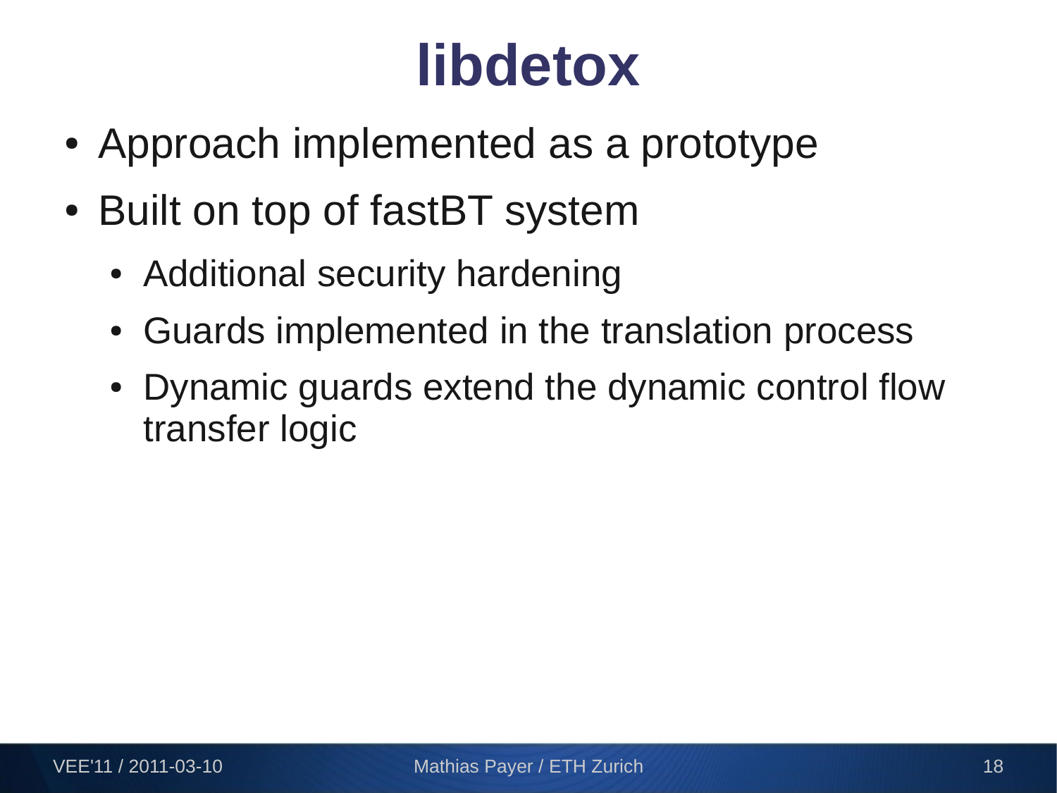# libdetox

- Approach implemented as a prototype
- Built on top of fastBT system
  - Additional security hardening
  - Guards implemented in the translation process
  - Dynamic guards extend the dynamic control flow transfer logic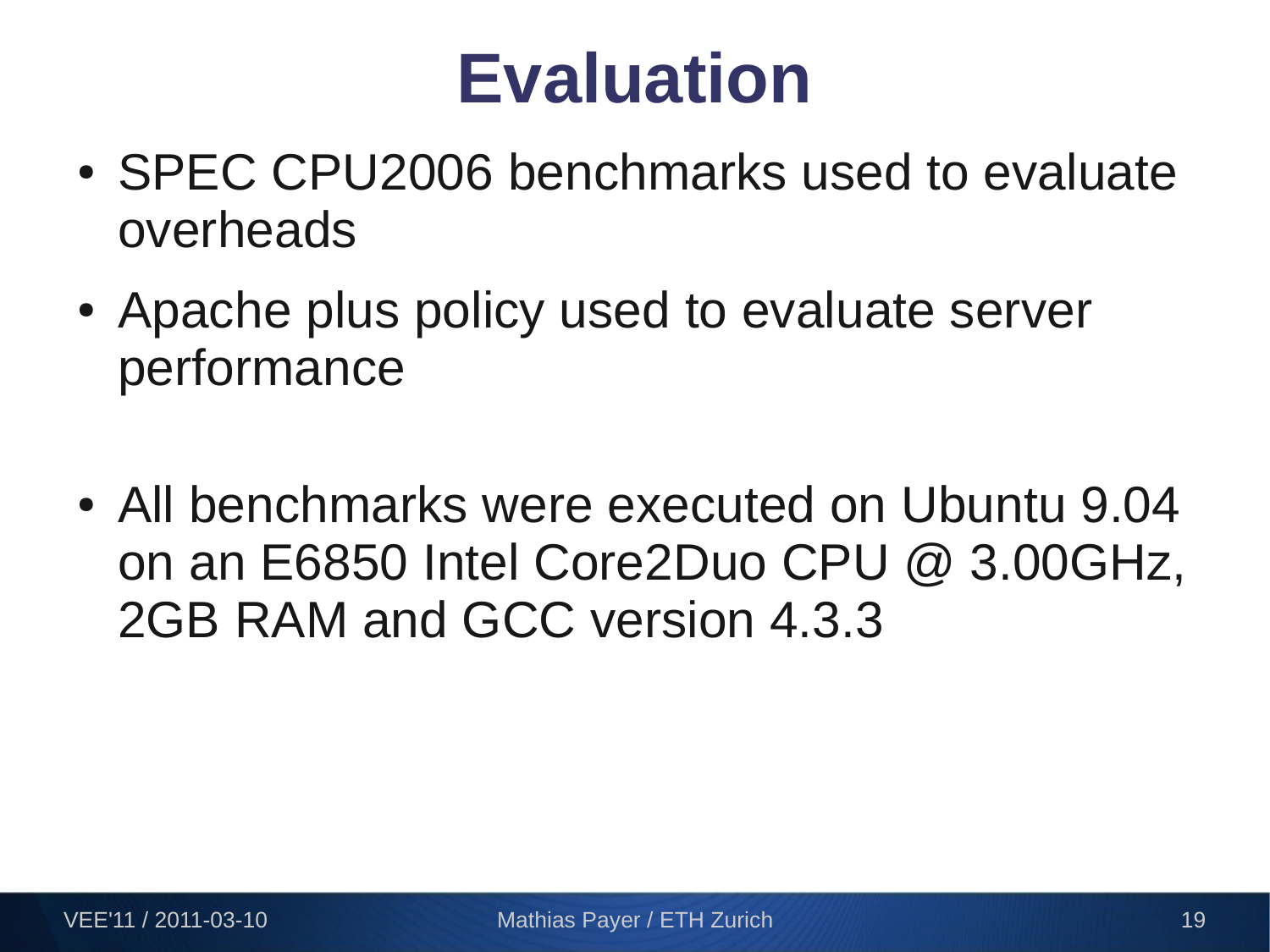# Evaluation

- SPEC CPU2006 benchmarks used to evaluate overheads
- Apache plus policy used to evaluate server performance

- All benchmarks were executed on Ubuntu 9.04 on an E6850 Intel Core2Duo CPU @ 3.00GHz, 2GB RAM and GCC version 4.3.3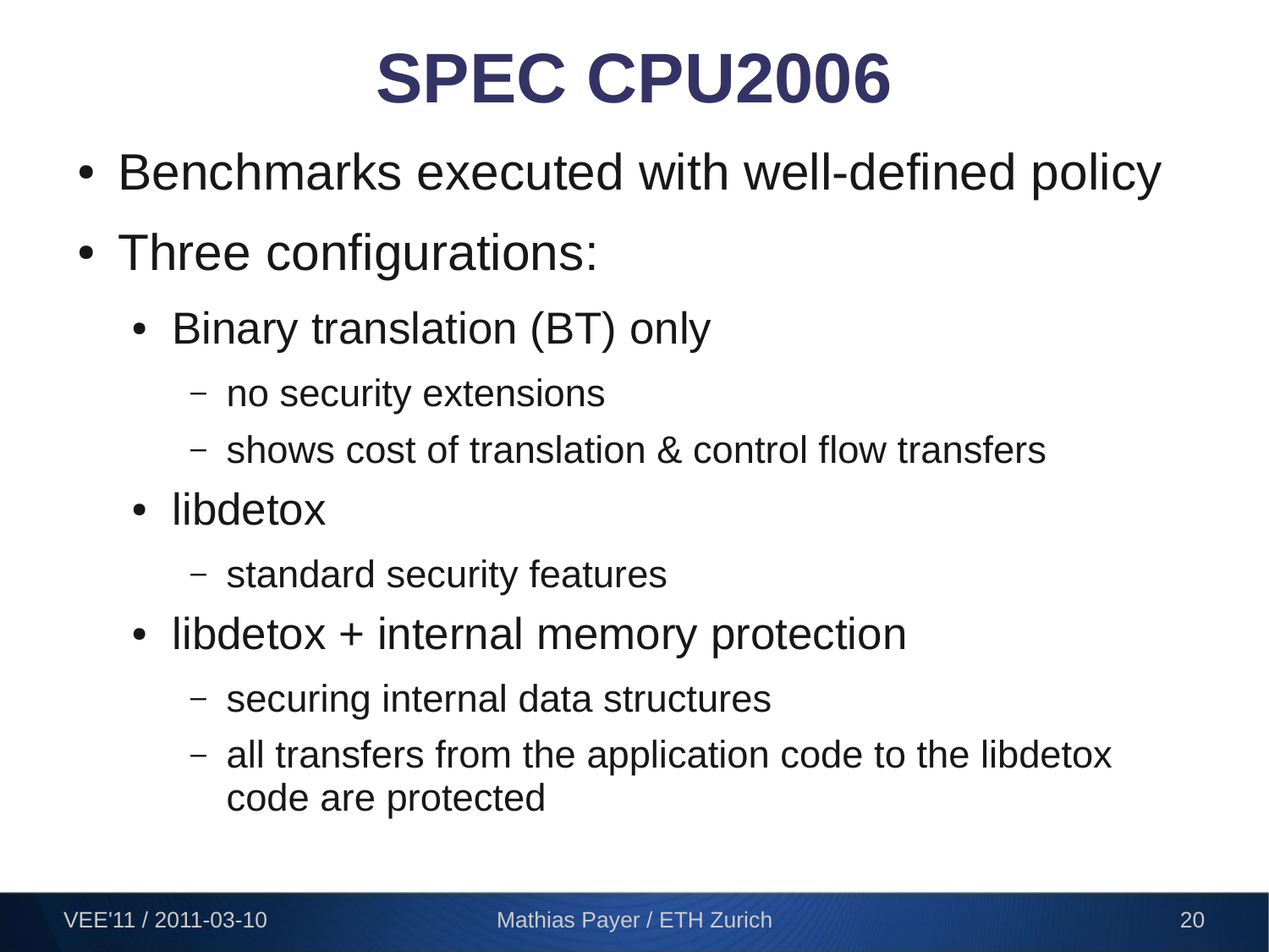# SPEC CPU2006

- Benchmarks executed with well-defined policy
- Three configurations:
  - Binary translation (BT) only
    - no security extensions
    - shows cost of translation & control flow transfers
  - libdetox
    - standard security features
  - libdetox + internal memory protection
    - securing internal data structures
    - all transfers from the application code to the libdetox code are protected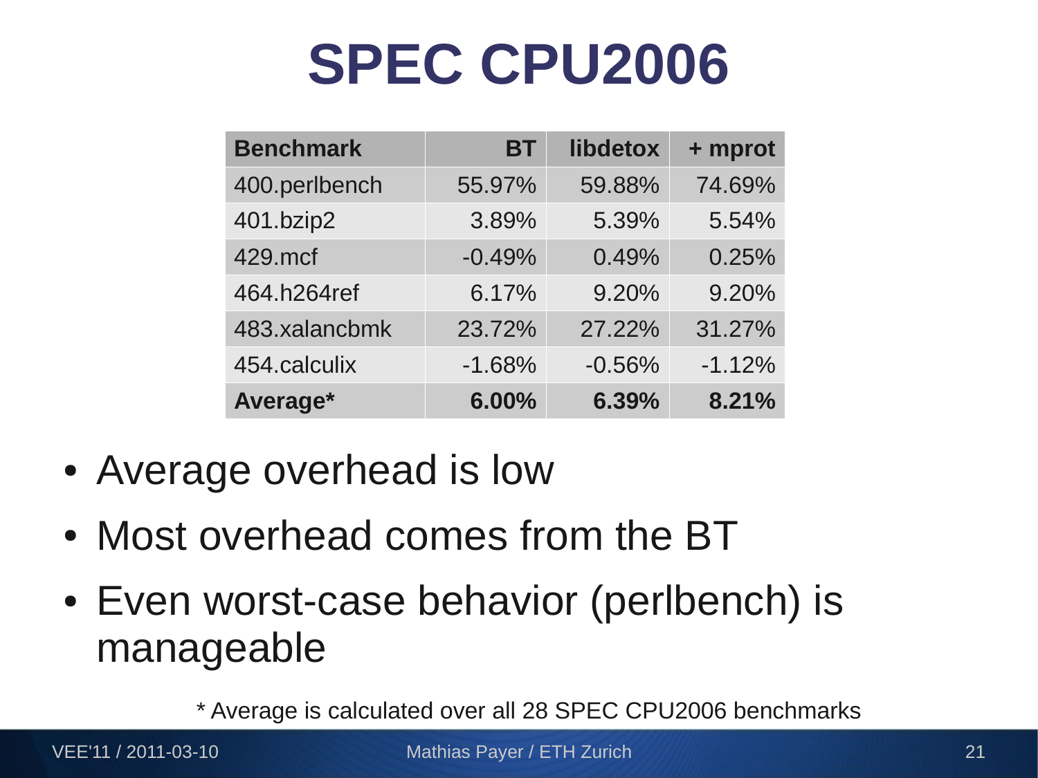# SPEC CPU2006

| Benchmark | BT | libdetox | + mprot |
|---|---|---|---|
| 400.perlbench | 55.97% | 59.88% | 74.69% |
| 401.bzip2 | 3.89% | 5.39% | 5.54% |
| 429.mcf | -0.49% | 0.49% | 0.25% |
| 464.h264ref | 6.17% | 9.20% | 9.20% |
| 483.xalancbmk | 23.72% | 27.22% | 31.27% |
| 454.calculix | -1.68% | -0.56% | -1.12% |
| **Average*** | **6.00%** | **6.39%** | **8.21%** |

- Average overhead is low
- Most overhead comes from the BT
- Even worst-case behavior (perlbench) is manageable

\* Average is calculated over all 28 SPEC CPU2006 benchmarks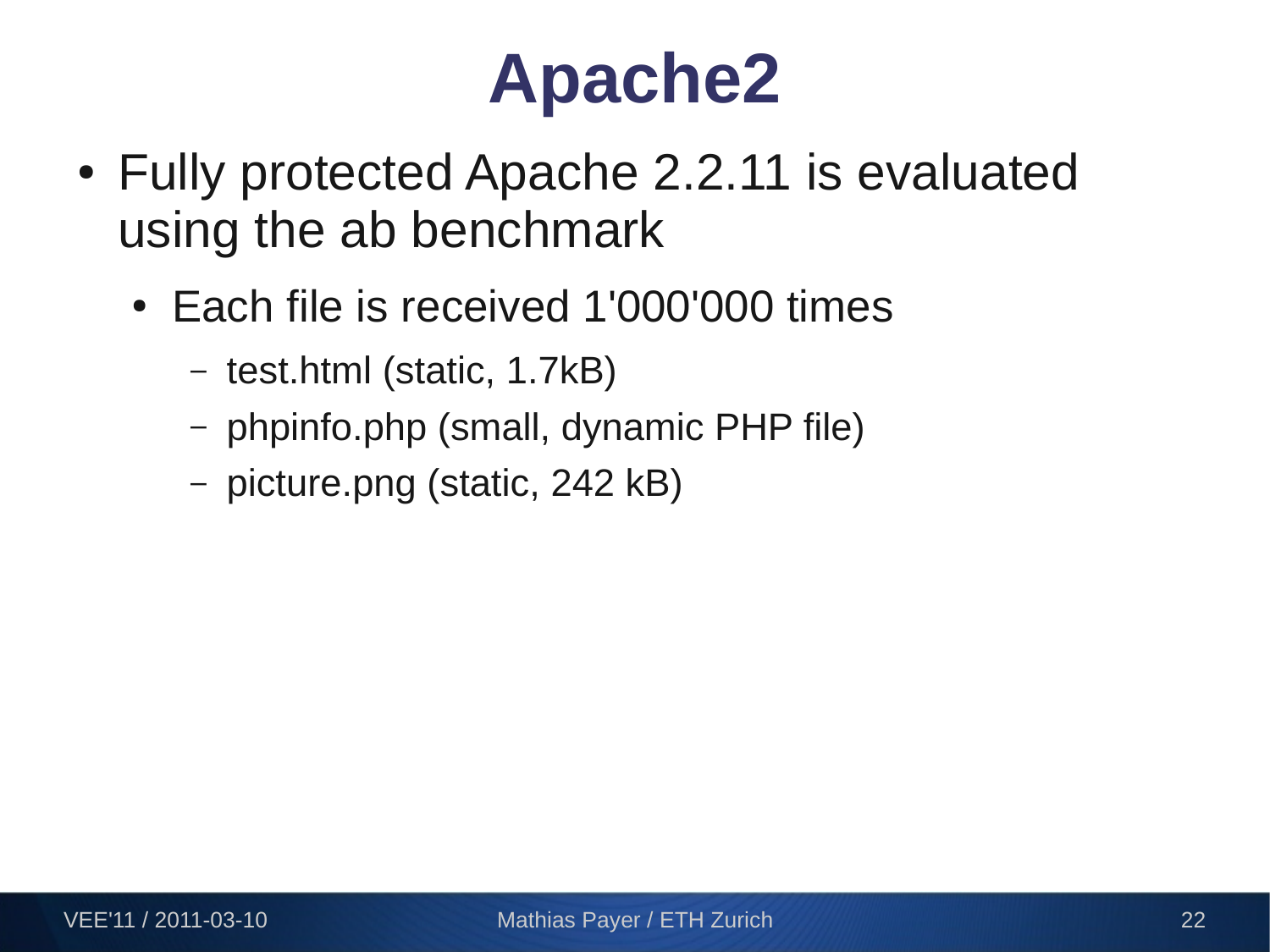# Apache2

- Fully protected Apache 2.2.11 is evaluated using the ab benchmark
  - Each file is received 1'000'000 times
    - test.html (static, 1.7kB)
    - phpinfo.php (small, dynamic PHP file)
    - picture.png (static, 242 kB)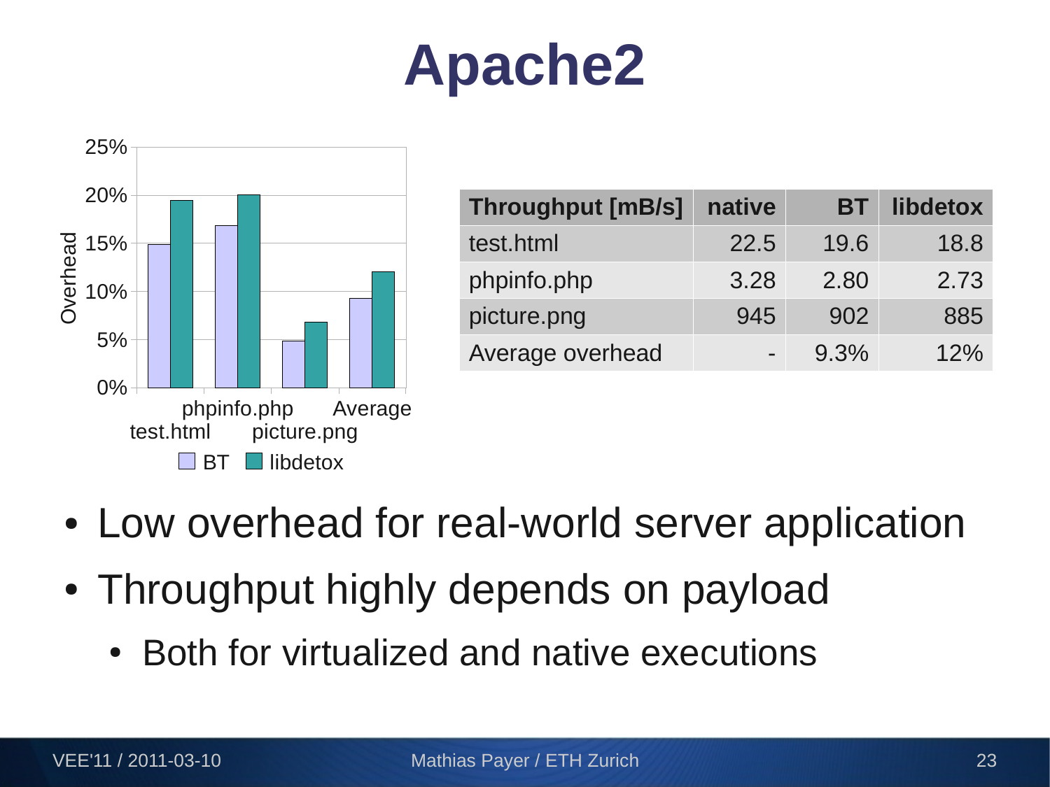# Apache2

| Throughput [mB/s] | native | BT | libdetox |
|---|---|---|---|
| test.html | 22.5 | 19.6 | 18.8 |
| phpinfo.php | 3.28 | 2.80 | 2.73 |
| picture.png | 945 | 902 | 885 |
| Average overhead | - | 9.3% | 12% |

- Low overhead for real-world server application
- Throughput highly depends on payload
  - Both for virtualized and native executions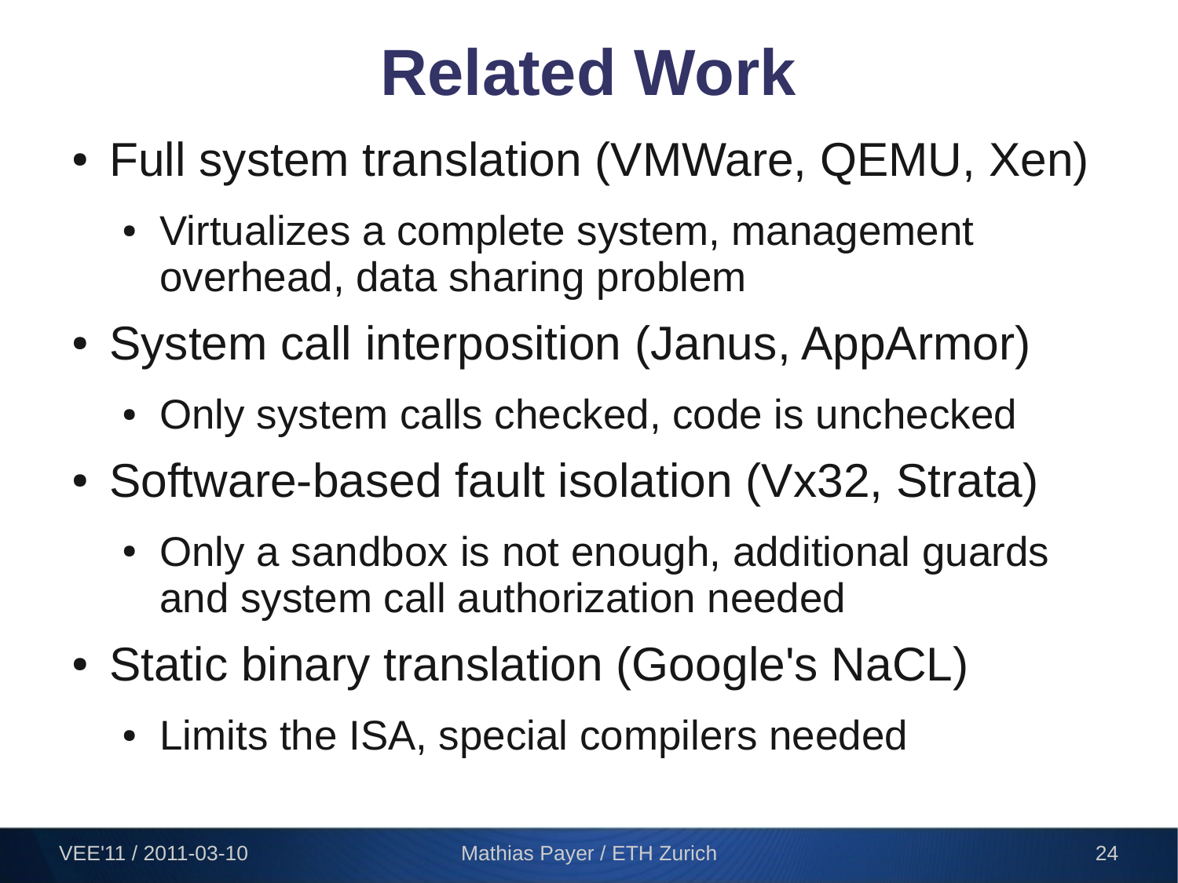# Related Work

- Full system translation (VMWare, QEMU, Xen)
  - Virtualizes a complete system, management overhead, data sharing problem
- System call interposition (Janus, AppArmor)
  - Only system calls checked, code is unchecked
- Software-based fault isolation (Vx32, Strata)
  - Only a sandbox is not enough, additional guards and system call authorization needed
- Static binary translation (Google's NaCL)
  - Limits the ISA, special compilers needed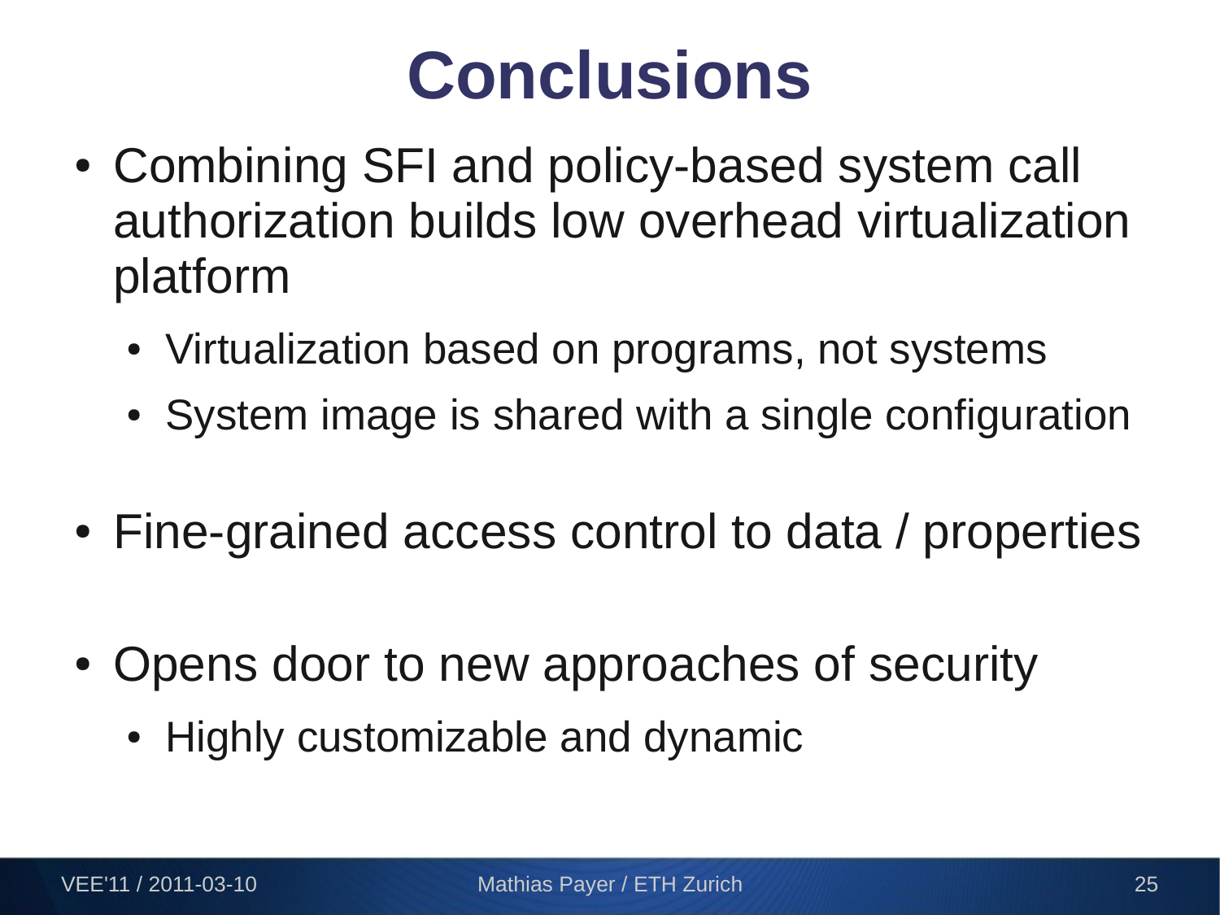# Conclusions

- Combining SFI and policy-based system call authorization builds low overhead virtualization platform
  - Virtualization based on programs, not systems
  - System image is shared with a single configuration
- Fine-grained access control to data / properties
- Opens door to new approaches of security
  - Highly customizable and dynamic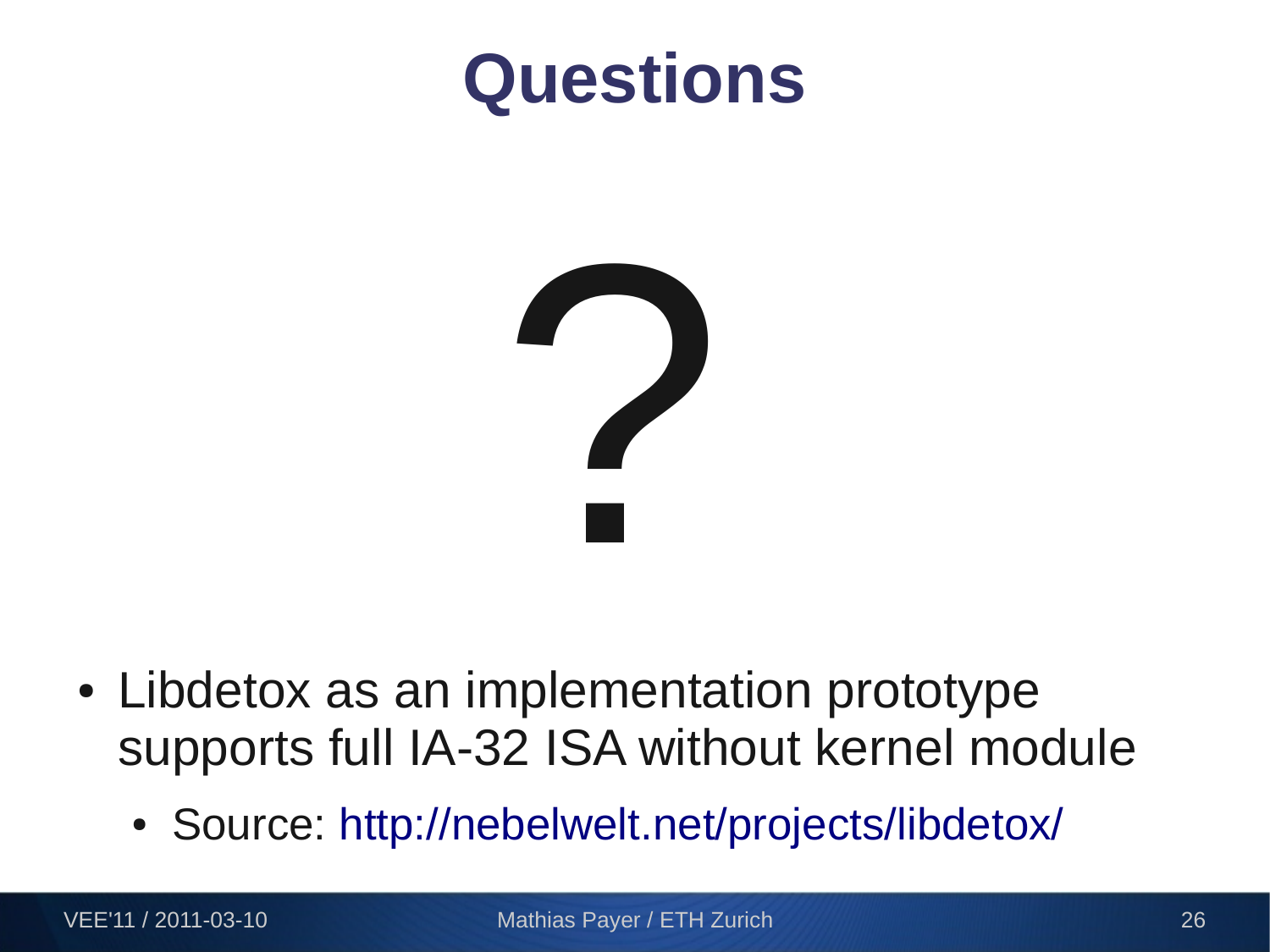# Questions

?

- Libdetox as an implementation prototype supports full IA-32 ISA without kernel module
  - Source: http://nebelwelt.net/projects/libdetox/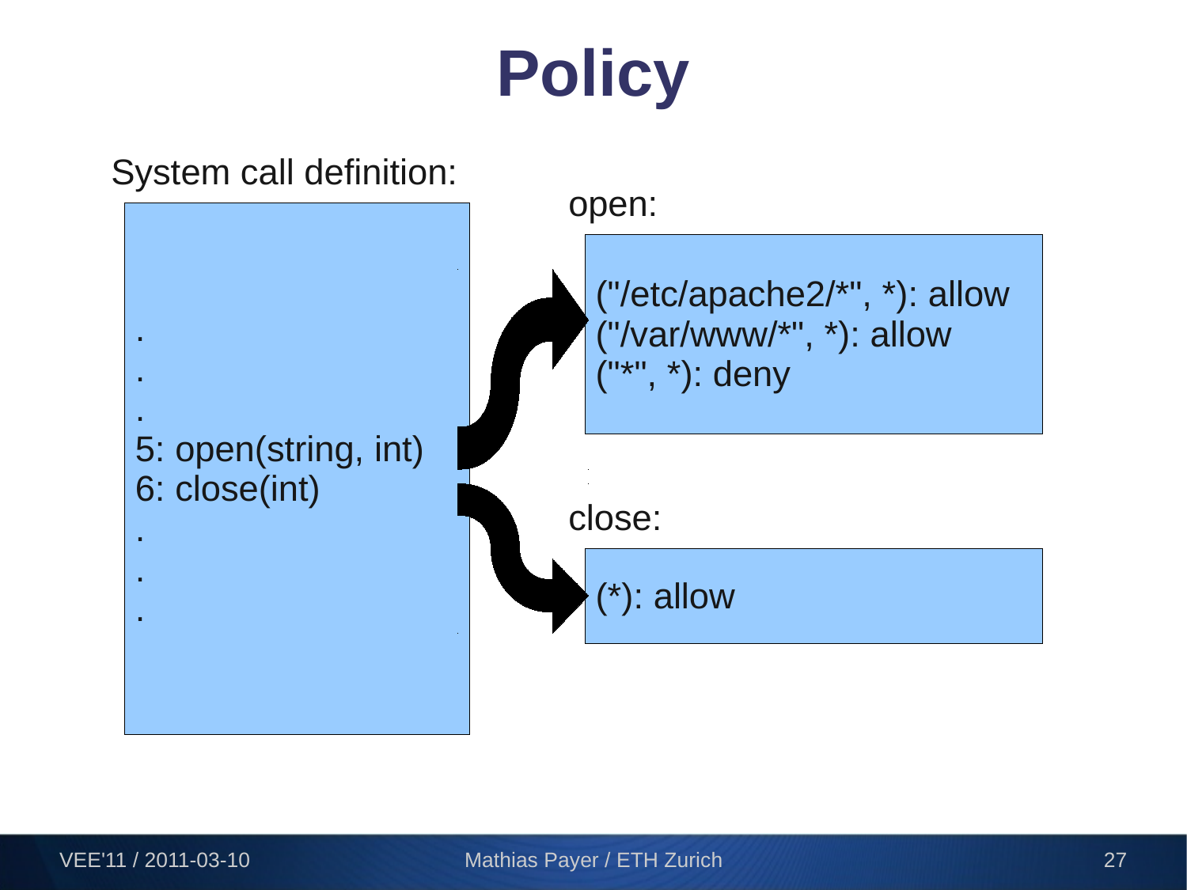# Policy

System call definition:

```
.
.
.
5: open(string, int)
6: close(int)
.
.
.
```

open:

```
("/etc/apache2/*", *): allow
("/var/www/*", *): allow
("*", *): deny
```

close:

```
(*): allow
```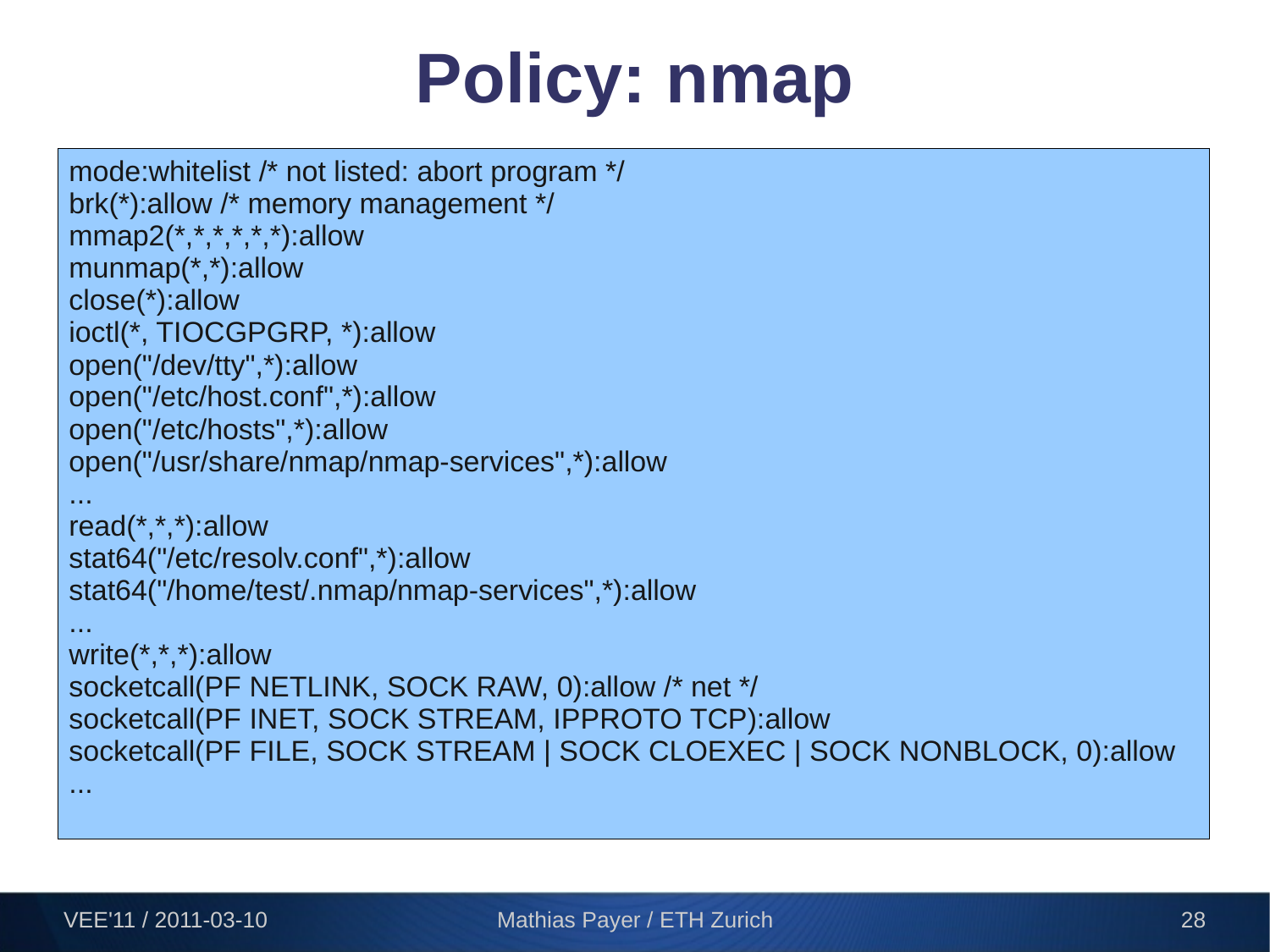# Policy: nmap

```
mode:whitelist /* not listed: abort program */
brk(*):allow /* memory management */
mmap2(*,*,*,*,*,*):allow
munmap(*,*):allow
close(*):allow
ioctl(*, TIOCGPGRP, *):allow
open("/dev/tty",*):allow
open("/etc/host.conf",*):allow
open("/etc/hosts",*):allow
open("/usr/share/nmap/nmap-services",*):allow
...
read(*,*,*):allow
stat64("/etc/resolv.conf",*):allow
stat64("/home/test/.nmap/nmap-services",*):allow
...
write(*,*,*):allow
socketcall(PF NETLINK, SOCK RAW, 0):allow /* net */
socketcall(PF INET, SOCK STREAM, IPPROTO TCP):allow
socketcall(PF FILE, SOCK STREAM | SOCK CLOEXEC | SOCK NONBLOCK, 0):allow
...
```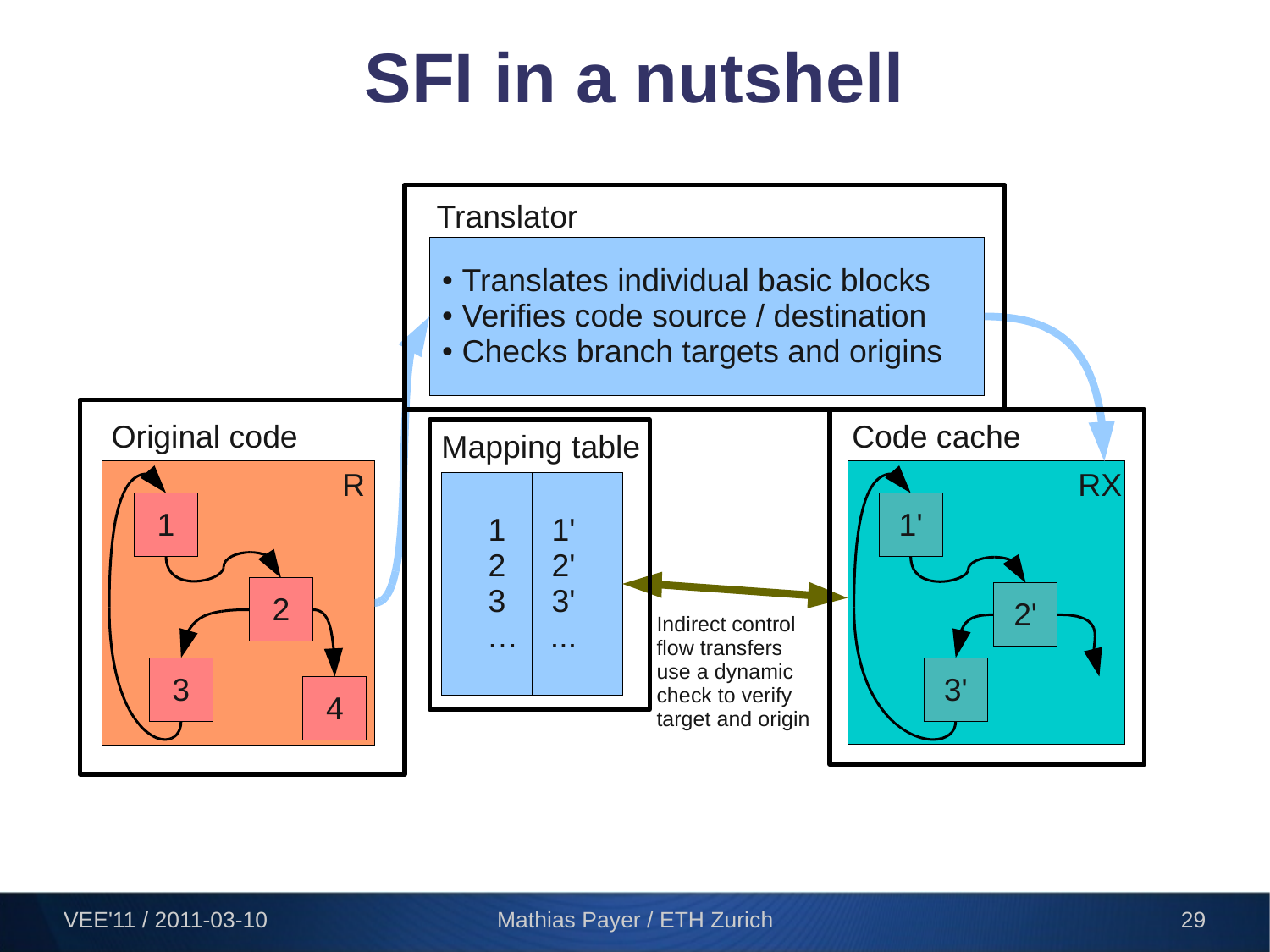# SFI in a nutshell

Translator

- Translates individual basic blocks
- Verifies code source / destination
- Checks branch targets and origins

Original code

R

1

2

3

4

Mapping table

1 1'
2 2'
3 3'
... ...

Indirect control flow transfers use a dynamic check to verify target and origin

Code cache

RX

1'

2'

3'